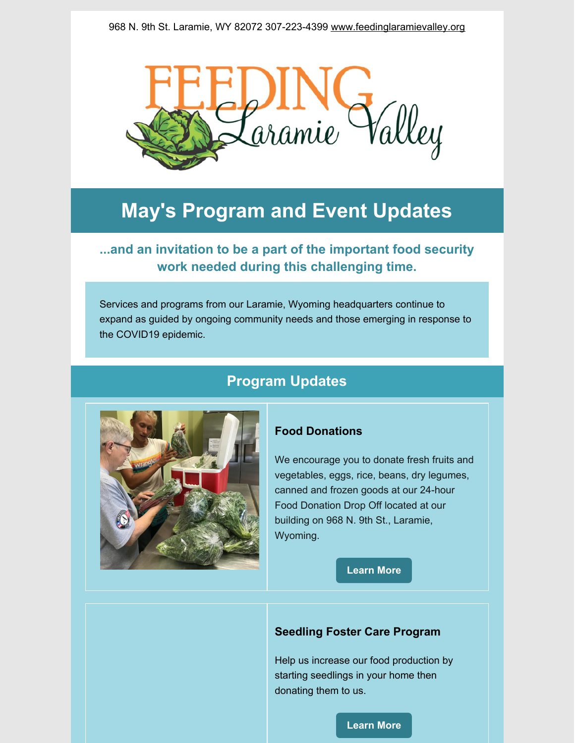968 N. 9th St. Laramie, WY 82072 307-223-4399 www.feedinglaramievalley.org

# May's Program and Event Updates

### ...and an invitation to be a part of the important food security work needed during this challenging time.

Services and programs from our Laramie, Wyoming headquarters continue to expand as guided by ongoing community needs and those emerging in response to the COVID19 epidemic.

## Program Updates

### Food Donations

We encourage you to donate fresh fruits and vegetables, eggs, rice, beans, dry legumes, canned and frozen goods at our 24-hour Food Donation Drop Off located at our building on 968 N. 9th St., Laramie, Wyoming.

Learn More

### Seedling Foster Care Program

Help us increase our food production by starting seedlings in your home then donating them to us.

Learn More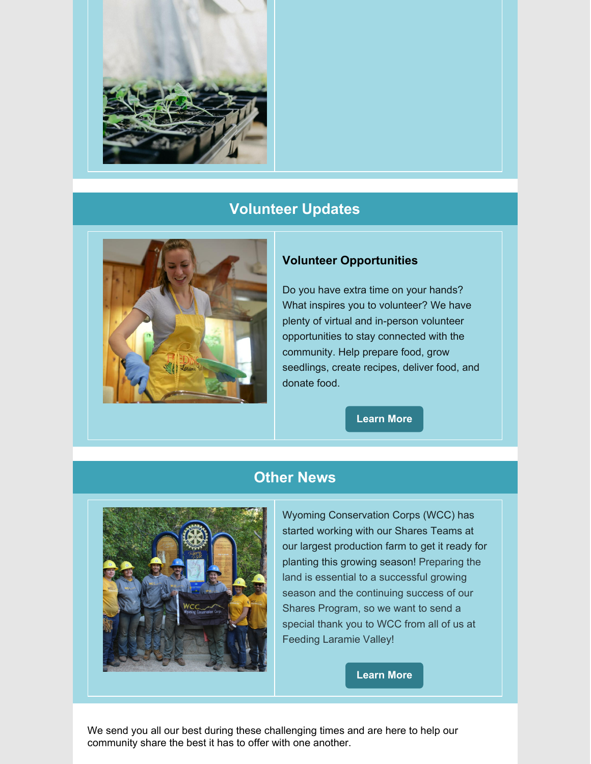## Volunteer Updates

### Volunteer Opportunities

Do you have extra time on your hands? What inspires you to volunteer? We have plenty of virtual and in-person volunteer opportunities to stay connected with the community. Help prepare food, grow seedlings, create recipes, deliver food, and donate food.

Learn More

## Other News

Wyoming Conservation Corps (WCC) has started working with our Shares Teams at our largest production farm to get it ready for planting this growing season! Preparing the land is essential to a successful growing season and the continuing success of our Shares Program, so we want to send a special thank you to WCC from all of us at Feeding Laramie Valley!

Learn More

We send you all our best during these challenging times and are here to help our community share the best it has to offer with one another.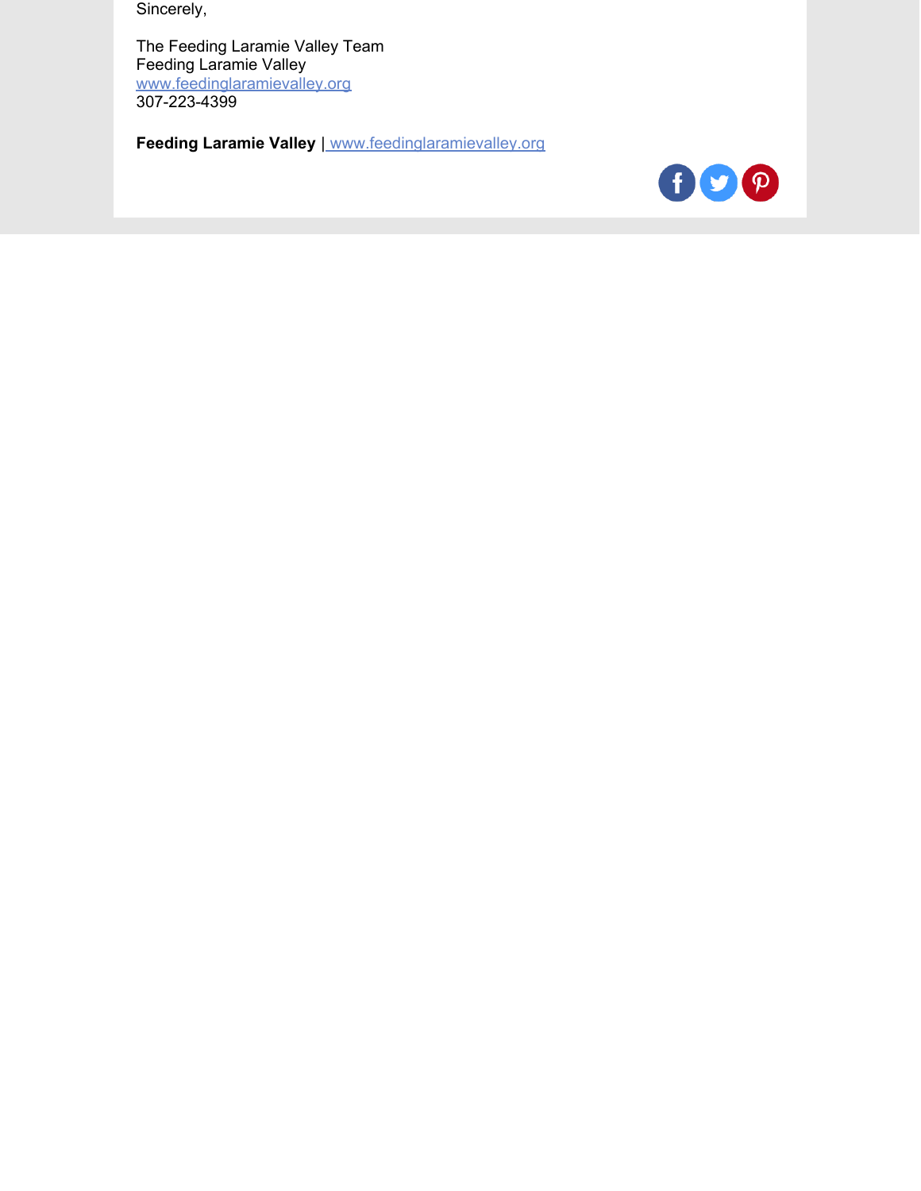Sincerely,

The Feeding Laramie Valley Team
Feeding Laramie Valley
www.feedinglaramievalley.org
307-223-4399

**Feeding Laramie Valley** | www.feedinglaramievalley.org